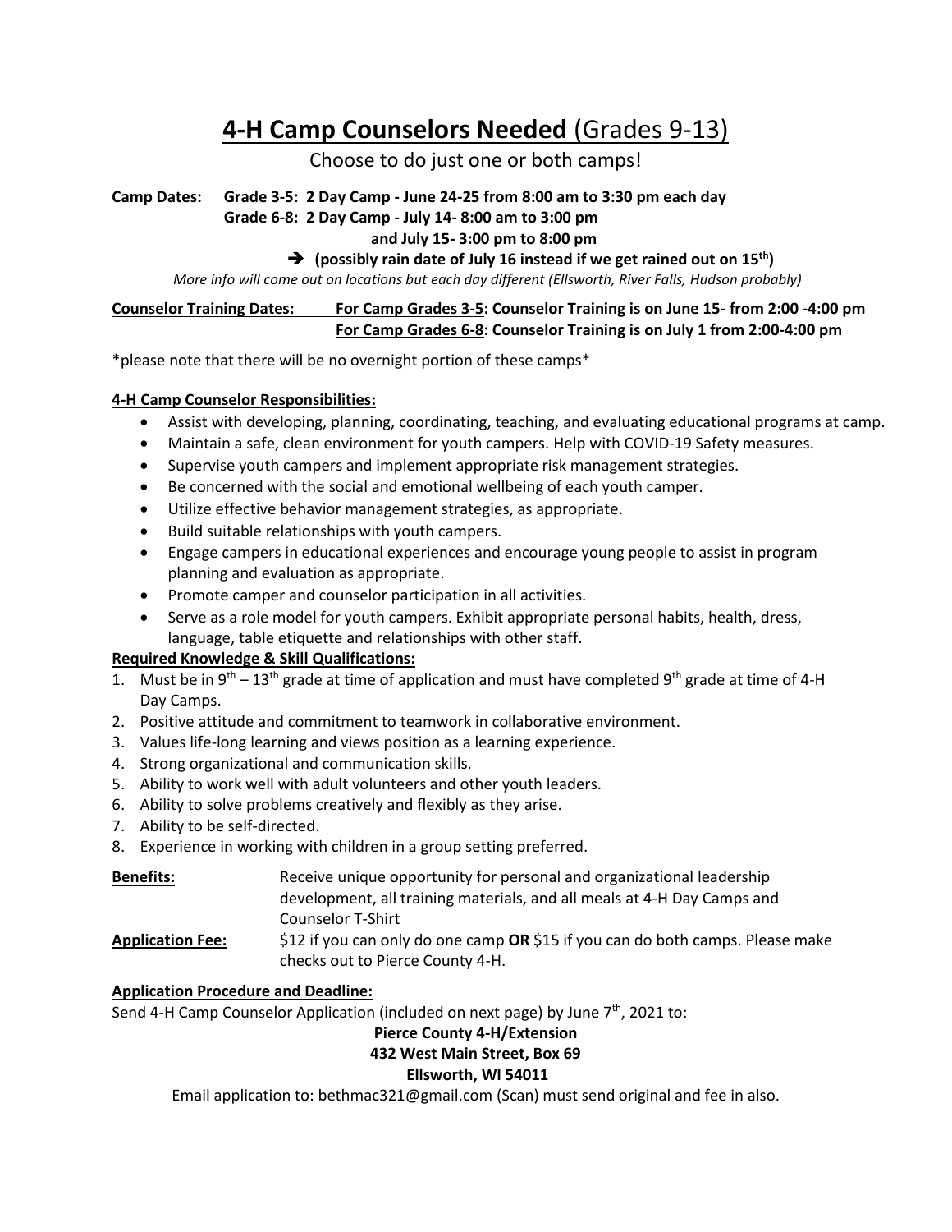# **4-H Camp Counselors Needed** (Grades 9-13)

Choose to do just one or both camps!

**Camp Dates:** **Grade 3-5: 2 Day Camp - June 24-25 from 8:00 am to 3:30 pm each day**
**Grade 6-8: 2 Day Camp - July 14- 8:00 am to 3:00 pm**
**and July 15- 3:00 pm to 8:00 pm**
**➔ (possibly rain date of July 16 instead if we get rained out on 15th)**

*More info will come out on locations but each day different (Ellsworth, River Falls, Hudson probably)*

**Counselor Training Dates:** **For Camp Grades 3-5: Counselor Training is on June 15- from 2:00 -4:00 pm**
**For Camp Grades 6-8: Counselor Training is on July 1 from 2:00-4:00 pm**

*please note that there will be no overnight portion of these camps*

**4-H Camp Counselor Responsibilities:**

- Assist with developing, planning, coordinating, teaching, and evaluating educational programs at camp.
- Maintain a safe, clean environment for youth campers. Help with COVID-19 Safety measures.
- Supervise youth campers and implement appropriate risk management strategies.
- Be concerned with the social and emotional wellbeing of each youth camper.
- Utilize effective behavior management strategies, as appropriate.
- Build suitable relationships with youth campers.
- Engage campers in educational experiences and encourage young people to assist in program planning and evaluation as appropriate.
- Promote camper and counselor participation in all activities.
- Serve as a role model for youth campers. Exhibit appropriate personal habits, health, dress, language, table etiquette and relationships with other staff.

**Required Knowledge & Skill Qualifications:**

1. Must be in 9th – 13th grade at time of application and must have completed 9th grade at time of 4-H Day Camps.
2. Positive attitude and commitment to teamwork in collaborative environment.
3. Values life-long learning and views position as a learning experience.
4. Strong organizational and communication skills.
5. Ability to work well with adult volunteers and other youth leaders.
6. Ability to solve problems creatively and flexibly as they arise.
7. Ability to be self-directed.
8. Experience in working with children in a group setting preferred.

**Benefits:** Receive unique opportunity for personal and organizational leadership development, all training materials, and all meals at 4-H Day Camps and Counselor T-Shirt

**Application Fee:** $12 if you can only do one camp **OR** $15 if you can do both camps. Please make checks out to Pierce County 4-H.

**Application Procedure and Deadline:**

Send 4-H Camp Counselor Application (included on next page) by June 7th, 2021 to:

**Pierce County 4-H/Extension**
**432 West Main Street, Box 69**
**Ellsworth, WI 54011**

Email application to: bethmac321@gmail.com (Scan) must send original and fee in also.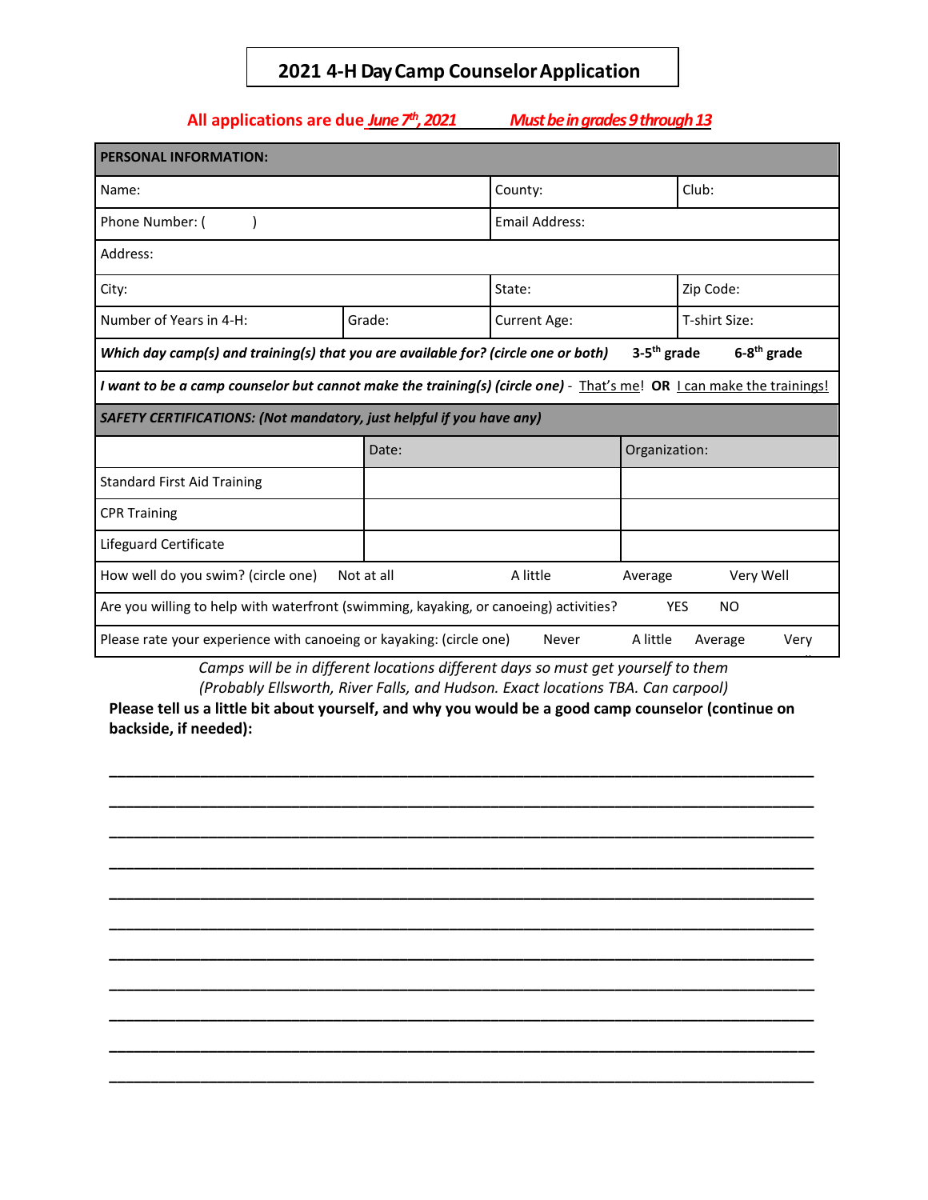# 2021 4-H Day Camp Counselor Application

**All applications are due *June 7th, 2021*** ***Must be in grades 9 through 13***

| **PERSONAL INFORMATION:** | | | |
|---|---|---|---|
| Name: | | County: | Club: |
| Phone Number: ( ) | | Email Address: | |
| Address: | | | |
| City: | | State: | Zip Code: |
| Number of Years in 4-H: | Grade: | Current Age: | T-shirt Size: |
| ***Which day camp(s) and training(s) that you are available for? (circle one or both)*** | | **3-5th grade** | **6-8th grade** |
| ***I want to be a camp counselor but cannot make the training(s) (circle one)*** - That's me! **OR** I can make the trainings! | | | |

| ***SAFETY CERTIFICATIONS: (Not mandatory, just helpful if you have any)*** | | |
|---|---|---|
| | Date: | Organization: |
| Standard First Aid Training | | |
| CPR Training | | |
| Lifeguard Certificate | | |

How well do you swim? (circle one) Not at all A little Average Very Well

Are you willing to help with waterfront (swimming, kayaking, or canoeing) activities? YES NO

Please rate your experience with canoeing or kayaking: (circle one) Never A little Average Very

*Camps will be in different locations different days so must get yourself to them (Probably Ellsworth, River Falls, and Hudson. Exact locations TBA. Can carpool)*

**Please tell us a little bit about yourself, and why you would be a good camp counselor (continue on backside, if needed):**

___________________________________________________________________________

___________________________________________________________________________

___________________________________________________________________________

___________________________________________________________________________

___________________________________________________________________________

___________________________________________________________________________

___________________________________________________________________________

___________________________________________________________________________

___________________________________________________________________________

___________________________________________________________________________

___________________________________________________________________________